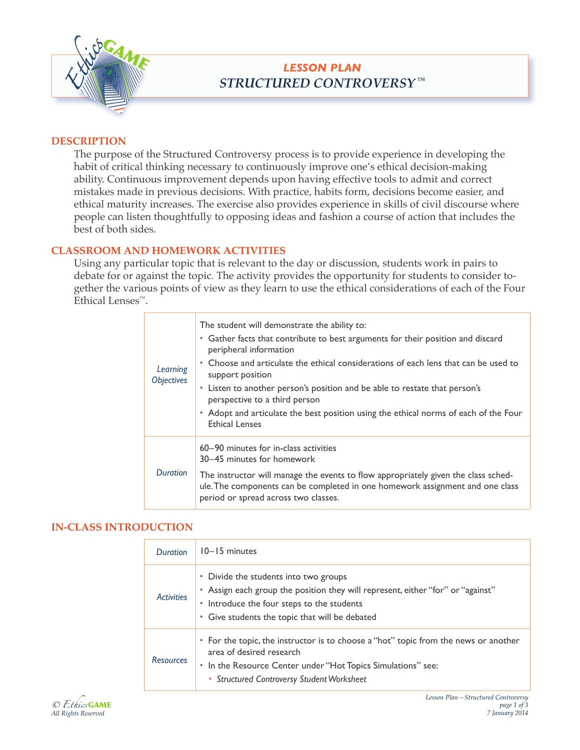# LESSON PLAN
## STRUCTURED CONTROVERSY™

### DESCRIPTION

The purpose of the Structured Controversy process is to provide experience in developing the habit of critical thinking necessary to continuously improve one's ethical decision-making ability. Continuous improvement depends upon having effective tools to admit and correct mistakes made in previous decisions. With practice, habits form, decisions become easier, and ethical maturity increases. The exercise also provides experience in skills of civil discourse where people can listen thoughtfully to opposing ideas and fashion a course of action that includes the best of both sides.

### CLASSROOM AND HOMEWORK ACTIVITIES

Using any particular topic that is relevant to the day or discussion, students work in pairs to debate for or against the topic. The activity provides the opportunity for students to consider together the various points of view as they learn to use the ethical considerations of each of the Four Ethical Lenses™.

| | |
|---|---|
| *Learning Objectives* | The student will demonstrate the ability to:<br>▪ Gather facts that contribute to best arguments for their position and discard peripheral information<br>▪ Choose and articulate the ethical considerations of each lens that can be used to support position<br>▪ Listen to another person's position and be able to restate that person's perspective to a third person<br>▪ Adopt and articulate the best position using the ethical norms of each of the Four Ethical Lenses |
| *Duration* | 60–90 minutes for in-class activities<br>30–45 minutes for homework<br>The instructor will manage the events to flow appropriately given the class schedule. The components can be completed in one homework assignment and one class period or spread across two classes. |

### IN-CLASS INTRODUCTION

| | |
|---|---|
| *Duration* | 10–15 minutes |
| *Activities* | ▪ Divide the students into two groups<br>▪ Assign each group the position they will represent, either "for" or "against"<br>▪ Introduce the four steps to the students<br>▪ Give students the topic that will be debated |
| *Resources* | ▪ For the topic, the instructor is to choose a "hot" topic from the news or another area of desired research<br>▪ In the Resource Center under "Hot Topics Simulations" see:<br>&nbsp;&nbsp;◦ *Structured Controversy Student Worksheet* |

© EthicsGAME
All Rights Reserved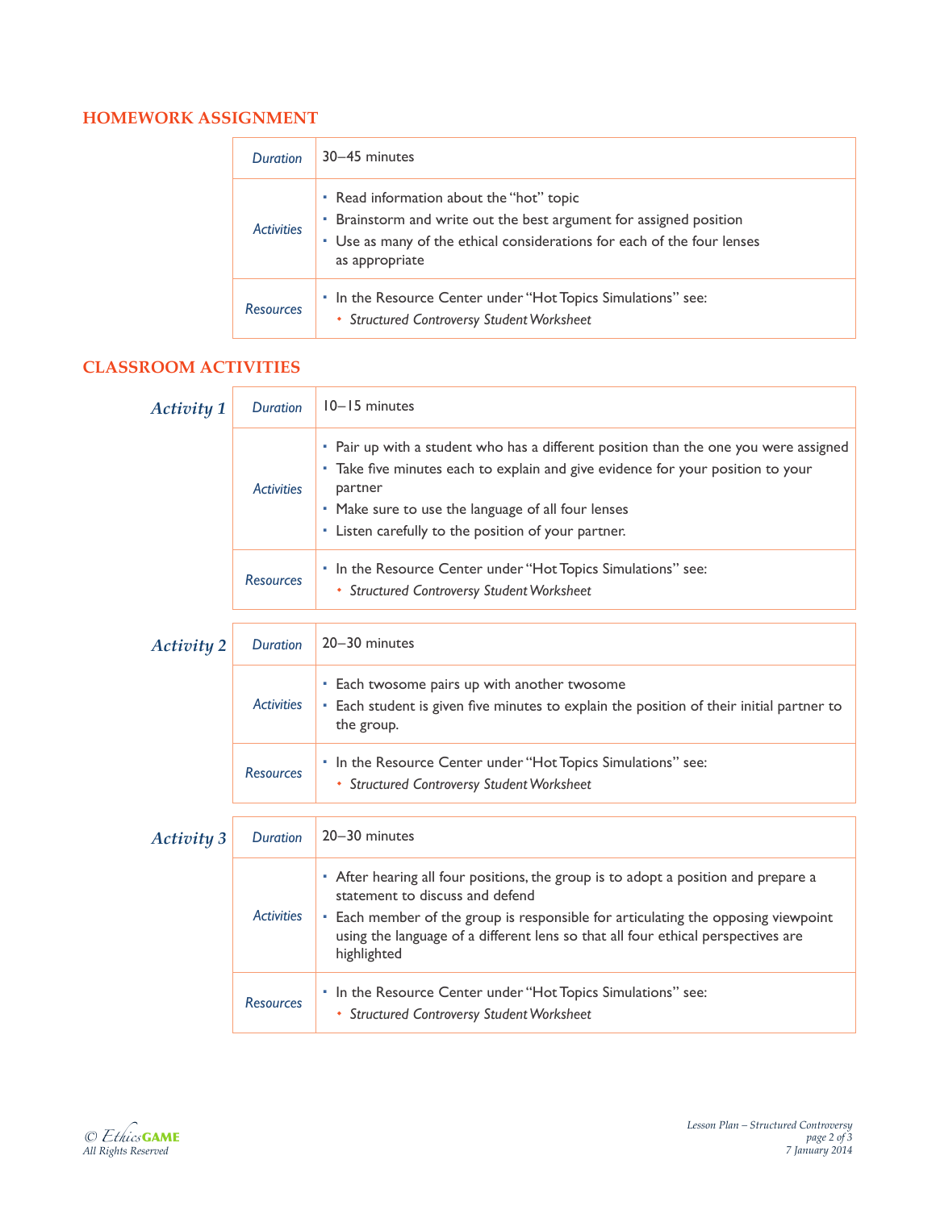## HOMEWORK ASSIGNMENT

| | |
|---|---|
| *Duration* | 30–45 minutes |
| *Activities* | ▪ Read information about the "hot" topic<br>▪ Brainstorm and write out the best argument for assigned position<br>▪ Use as many of the ethical considerations for each of the four lenses as appropriate |
| *Resources* | ▪ In the Resource Center under "Hot Topics Simulations" see:<br>◆ *Structured Controversy Student Worksheet* |

## CLASSROOM ACTIVITIES

### *Activity 1*

| | |
|---|---|
| *Duration* | 10–15 minutes |
| *Activities* | ▪ Pair up with a student who has a different position than the one you were assigned<br>▪ Take five minutes each to explain and give evidence for your position to your partner<br>▪ Make sure to use the language of all four lenses<br>▪ Listen carefully to the position of your partner. |
| *Resources* | ▪ In the Resource Center under "Hot Topics Simulations" see:<br>◆ *Structured Controversy Student Worksheet* |

### *Activity 2*

| | |
|---|---|
| *Duration* | 20–30 minutes |
| *Activities* | ▪ Each twosome pairs up with another twosome<br>▪ Each student is given five minutes to explain the position of their initial partner to the group. |
| *Resources* | ▪ In the Resource Center under "Hot Topics Simulations" see:<br>◆ *Structured Controversy Student Worksheet* |

### *Activity 3*

| | |
|---|---|
| *Duration* | 20–30 minutes |
| *Activities* | ▪ After hearing all four positions, the group is to adopt a position and prepare a statement to discuss and defend<br>▪ Each member of the group is responsible for articulating the opposing viewpoint using the language of a different lens so that all four ethical perspectives are highlighted |
| *Resources* | ▪ In the Resource Center under "Hot Topics Simulations" see:<br>◆ *Structured Controversy Student Worksheet* |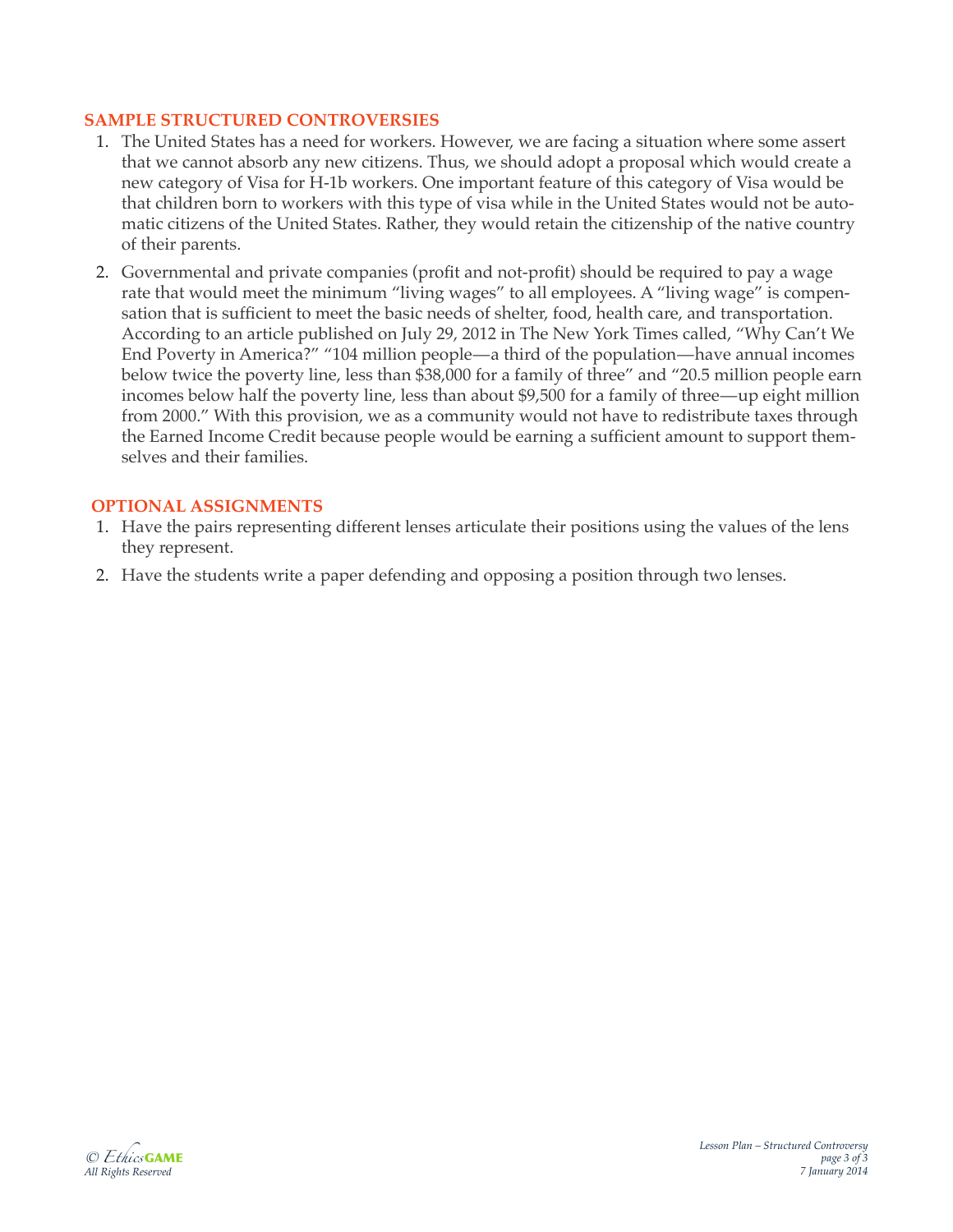## SAMPLE STRUCTURED CONTROVERSIES

1. The United States has a need for workers. However, we are facing a situation where some assert that we cannot absorb any new citizens. Thus, we should adopt a proposal which would create a new category of Visa for H-1b workers. One important feature of this category of Visa would be that children born to workers with this type of visa while in the United States would not be automatic citizens of the United States. Rather, they would retain the citizenship of the native country of their parents.

2. Governmental and private companies (profit and not-profit) should be required to pay a wage rate that would meet the minimum "living wages" to all employees. A "living wage" is compensation that is sufficient to meet the basic needs of shelter, food, health care, and transportation. According to an article published on July 29, 2012 in The New York Times called, "Why Can't We End Poverty in America?" "104 million people—a third of the population—have annual incomes below twice the poverty line, less than $38,000 for a family of three" and "20.5 million people earn incomes below half the poverty line, less than about $9,500 for a family of three—up eight million from 2000." With this provision, we as a community would not have to redistribute taxes through the Earned Income Credit because people would be earning a sufficient amount to support themselves and their families.

## OPTIONAL ASSIGNMENTS

1. Have the pairs representing different lenses articulate their positions using the values of the lens they represent.

2. Have the students write a paper defending and opposing a position through two lenses.